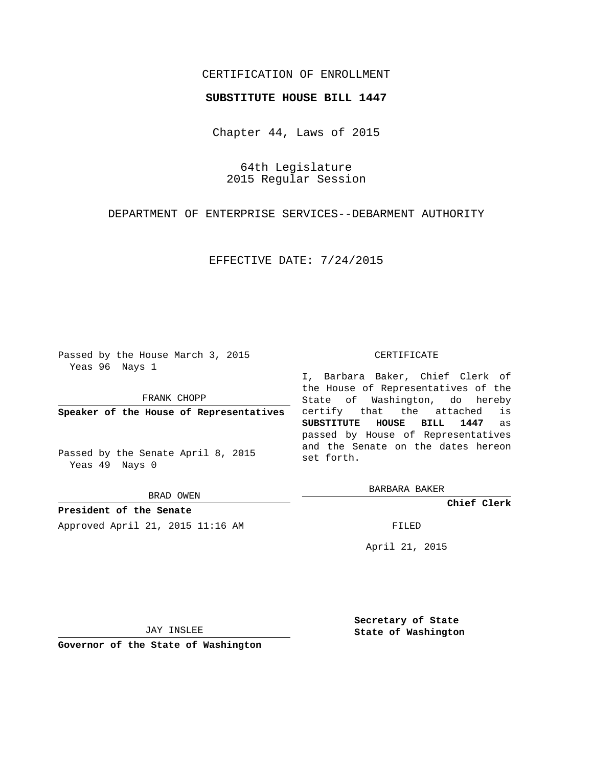CERTIFICATION OF ENROLLMENT

**SUBSTITUTE HOUSE BILL 1447**

Chapter 44, Laws of 2015

64th Legislature
2015 Regular Session

DEPARTMENT OF ENTERPRISE SERVICES--DEBARMENT AUTHORITY

EFFECTIVE DATE: 7/24/2015

Passed by the House March 3, 2015
Yeas 96 Nays 1

FRANK CHOPP

**Speaker of the House of Representatives**

Passed by the Senate April 8, 2015
Yeas 49 Nays 0

BRAD OWEN

**President of the Senate**

Approved April 21, 2015 11:16 AM

JAY INSLEE

**Governor of the State of Washington**

CERTIFICATE

I, Barbara Baker, Chief Clerk of the House of Representatives of the State of Washington, do hereby certify that the attached is **SUBSTITUTE HOUSE BILL 1447** as passed by House of Representatives and the Senate on the dates hereon set forth.

BARBARA BAKER

**Chief Clerk**

FILED

April 21, 2015

**Secretary of State**
**State of Washington**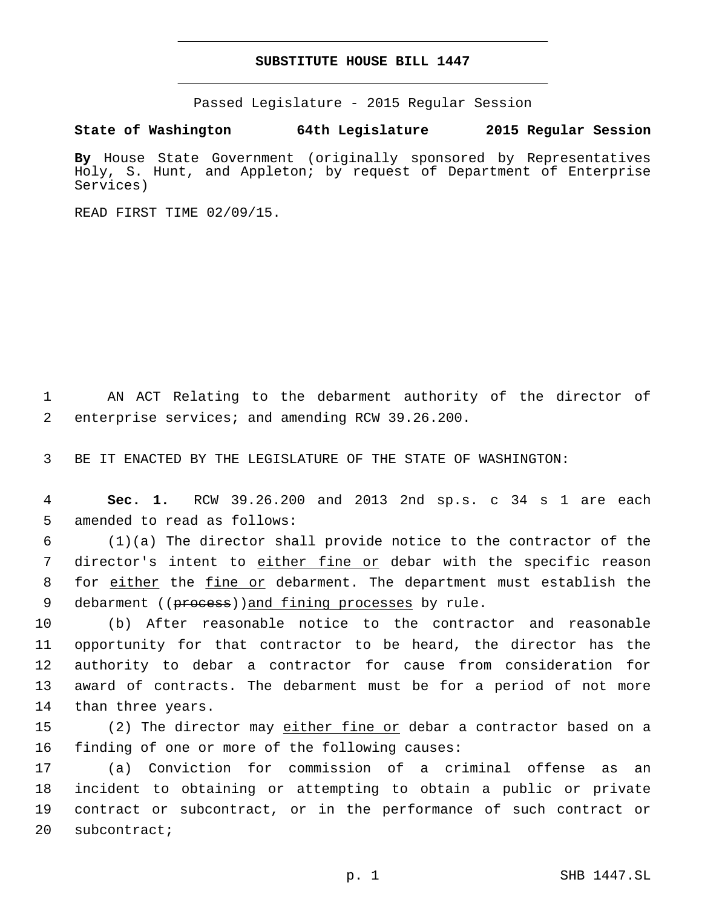**SUBSTITUTE HOUSE BILL 1447**

Passed Legislature - 2015 Regular Session

**State of Washington 64th Legislature 2015 Regular Session**

**By** House State Government (originally sponsored by Representatives Holy, S. Hunt, and Appleton; by request of Department of Enterprise Services)

READ FIRST TIME 02/09/15.

AN ACT Relating to the debarment authority of the director of enterprise services; and amending RCW 39.26.200.

BE IT ENACTED BY THE LEGISLATURE OF THE STATE OF WASHINGTON:

**Sec. 1.** RCW 39.26.200 and 2013 2nd sp.s. c 34 s 1 are each amended to read as follows:

(1)(a) The director shall provide notice to the contractor of the director's intent to <u>either fine or</u> debar with the specific reason for <u>either</u> the <u>fine or</u> debarment. The department must establish the debarment ((~~process~~))<u>and fining processes</u> by rule.

(b) After reasonable notice to the contractor and reasonable opportunity for that contractor to be heard, the director has the authority to debar a contractor for cause from consideration for award of contracts. The debarment must be for a period of not more than three years.

(2) The director may <u>either fine or</u> debar a contractor based on a finding of one or more of the following causes:

(a) Conviction for commission of a criminal offense as an incident to obtaining or attempting to obtain a public or private contract or subcontract, or in the performance of such contract or subcontract;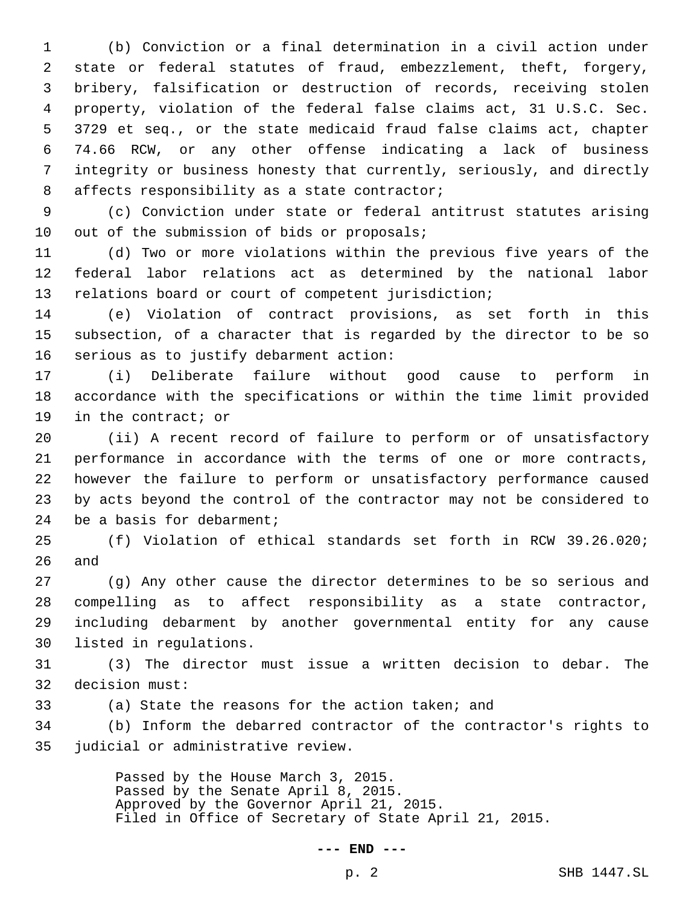(b) Conviction or a final determination in a civil action under state or federal statutes of fraud, embezzlement, theft, forgery, bribery, falsification or destruction of records, receiving stolen property, violation of the federal false claims act, 31 U.S.C. Sec. 3729 et seq., or the state medicaid fraud false claims act, chapter 74.66 RCW, or any other offense indicating a lack of business integrity or business honesty that currently, seriously, and directly affects responsibility as a state contractor;

(c) Conviction under state or federal antitrust statutes arising out of the submission of bids or proposals;

(d) Two or more violations within the previous five years of the federal labor relations act as determined by the national labor relations board or court of competent jurisdiction;

(e) Violation of contract provisions, as set forth in this subsection, of a character that is regarded by the director to be so serious as to justify debarment action:

(i) Deliberate failure without good cause to perform in accordance with the specifications or within the time limit provided in the contract; or

(ii) A recent record of failure to perform or of unsatisfactory performance in accordance with the terms of one or more contracts, however the failure to perform or unsatisfactory performance caused by acts beyond the control of the contractor may not be considered to be a basis for debarment;

(f) Violation of ethical standards set forth in RCW 39.26.020; and

(g) Any other cause the director determines to be so serious and compelling as to affect responsibility as a state contractor, including debarment by another governmental entity for any cause listed in regulations.

(3) The director must issue a written decision to debar. The decision must:

(a) State the reasons for the action taken; and

(b) Inform the debarred contractor of the contractor's rights to judicial or administrative review.

Passed by the House March 3, 2015.
Passed by the Senate April 8, 2015.
Approved by the Governor April 21, 2015.
Filed in Office of Secretary of State April 21, 2015.

**--- END ---**